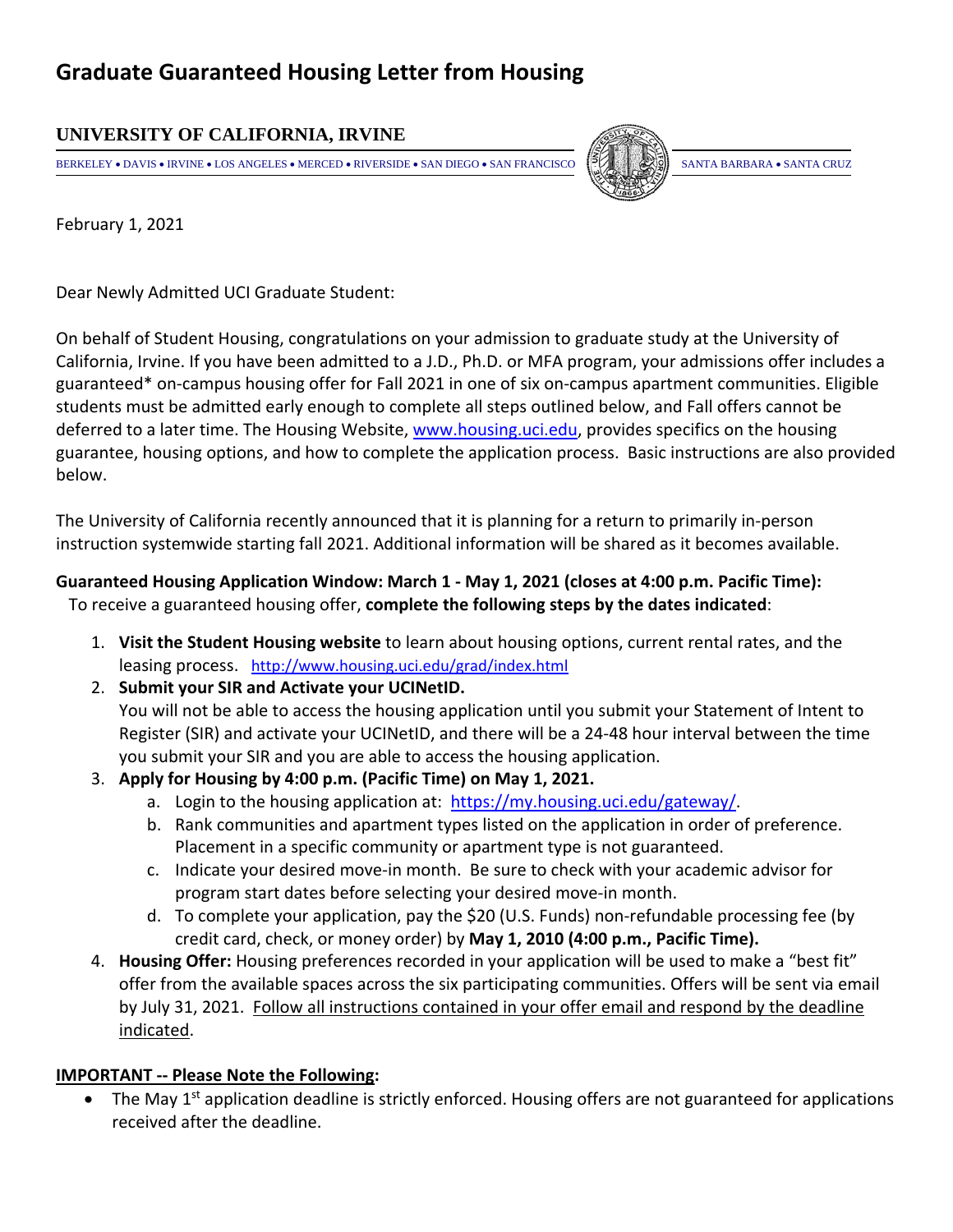# Graduate Guaranteed Housing Letter from Housing

**UNIVERSITY OF CALIFORNIA, IRVINE**

BERKELEY • DAVIS • IRVINE • LOS ANGELES • MERCED • RIVERSIDE • SAN DIEGO • SAN FRANCISCO SANTA BARBARA • SANTA CRUZ

February 1, 2021

Dear Newly Admitted UCI Graduate Student:

On behalf of Student Housing, congratulations on your admission to graduate study at the University of California, Irvine. If you have been admitted to a J.D., Ph.D. or MFA program, your admissions offer includes a guaranteed* on-campus housing offer for Fall 2021 in one of six on-campus apartment communities. Eligible students must be admitted early enough to complete all steps outlined below, and Fall offers cannot be deferred to a later time. The Housing Website, www.housing.uci.edu, provides specifics on the housing guarantee, housing options, and how to complete the application process. Basic instructions are also provided below.

The University of California recently announced that it is planning for a return to primarily in-person instruction systemwide starting fall 2021. Additional information will be shared as it becomes available.

**Guaranteed Housing Application Window: March 1 - May 1, 2021 (closes at 4:00 p.m. Pacific Time):**
To receive a guaranteed housing offer, **complete the following steps by the dates indicated**:

1. **Visit the Student Housing website** to learn about housing options, current rental rates, and the leasing process. http://www.housing.uci.edu/grad/index.html
2. **Submit your SIR and Activate your UCINetID.**
   You will not be able to access the housing application until you submit your Statement of Intent to Register (SIR) and activate your UCINetID, and there will be a 24-48 hour interval between the time you submit your SIR and you are able to access the housing application.
3. **Apply for Housing by 4:00 p.m. (Pacific Time) on May 1, 2021.**
   a. Login to the housing application at: https://my.housing.uci.edu/gateway/.
   b. Rank communities and apartment types listed on the application in order of preference. Placement in a specific community or apartment type is not guaranteed.
   c. Indicate your desired move-in month. Be sure to check with your academic advisor for program start dates before selecting your desired move-in month.
   d. To complete your application, pay the $20 (U.S. Funds) non-refundable processing fee (by credit card, check, or money order) by **May 1, 2010 (4:00 p.m., Pacific Time).**
4. **Housing Offer:** Housing preferences recorded in your application will be used to make a "best fit" offer from the available spaces across the six participating communities. Offers will be sent via email by July 31, 2021. <u>Follow all instructions contained in your offer email and respond by the deadline indicated</u>.

**<u>IMPORTANT -- Please Note the Following:</u>**

- The May 1st application deadline is strictly enforced. Housing offers are not guaranteed for applications received after the deadline.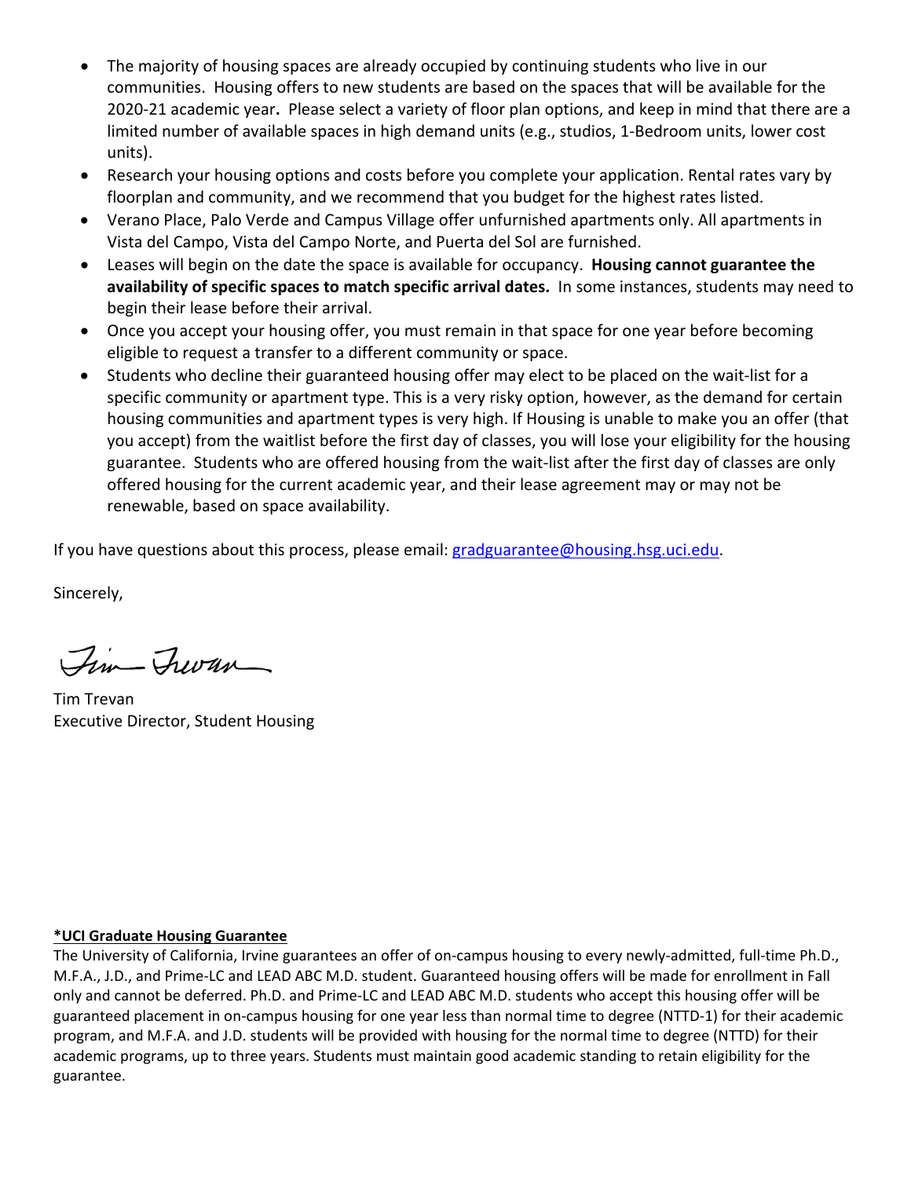- The majority of housing spaces are already occupied by continuing students who live in our communities. Housing offers to new students are based on the spaces that will be available for the 2020-21 academic year**.** Please select a variety of floor plan options, and keep in mind that there are a limited number of available spaces in high demand units (e.g., studios, 1-Bedroom units, lower cost units).
- Research your housing options and costs before you complete your application. Rental rates vary by floorplan and community, and we recommend that you budget for the highest rates listed.
- Verano Place, Palo Verde and Campus Village offer unfurnished apartments only. All apartments in Vista del Campo, Vista del Campo Norte, and Puerta del Sol are furnished.
- Leases will begin on the date the space is available for occupancy. **Housing cannot guarantee the availability of specific spaces to match specific arrival dates.** In some instances, students may need to begin their lease before their arrival.
- Once you accept your housing offer, you must remain in that space for one year before becoming eligible to request a transfer to a different community or space.
- Students who decline their guaranteed housing offer may elect to be placed on the wait-list for a specific community or apartment type. This is a very risky option, however, as the demand for certain housing communities and apartment types is very high. If Housing is unable to make you an offer (that you accept) from the waitlist before the first day of classes, you will lose your eligibility for the housing guarantee. Students who are offered housing from the wait-list after the first day of classes are only offered housing for the current academic year, and their lease agreement may or may not be renewable, based on space availability.

If you have questions about this process, please email: [gradguarantee@housing.hsg.uci.edu](mailto:gradguarantee@housing.hsg.uci.edu).

Sincerely,

Tim Trevan

Tim Trevan
Executive Director, Student Housing

**\*UCI Graduate Housing Guarantee**

The University of California, Irvine guarantees an offer of on-campus housing to every newly-admitted, full-time Ph.D., M.F.A., J.D., and Prime-LC and LEAD ABC M.D. student. Guaranteed housing offers will be made for enrollment in Fall only and cannot be deferred. Ph.D. and Prime-LC and LEAD ABC M.D. students who accept this housing offer will be guaranteed placement in on-campus housing for one year less than normal time to degree (NTTD-1) for their academic program, and M.F.A. and J.D. students will be provided with housing for the normal time to degree (NTTD) for their academic programs, up to three years. Students must maintain good academic standing to retain eligibility for the guarantee.